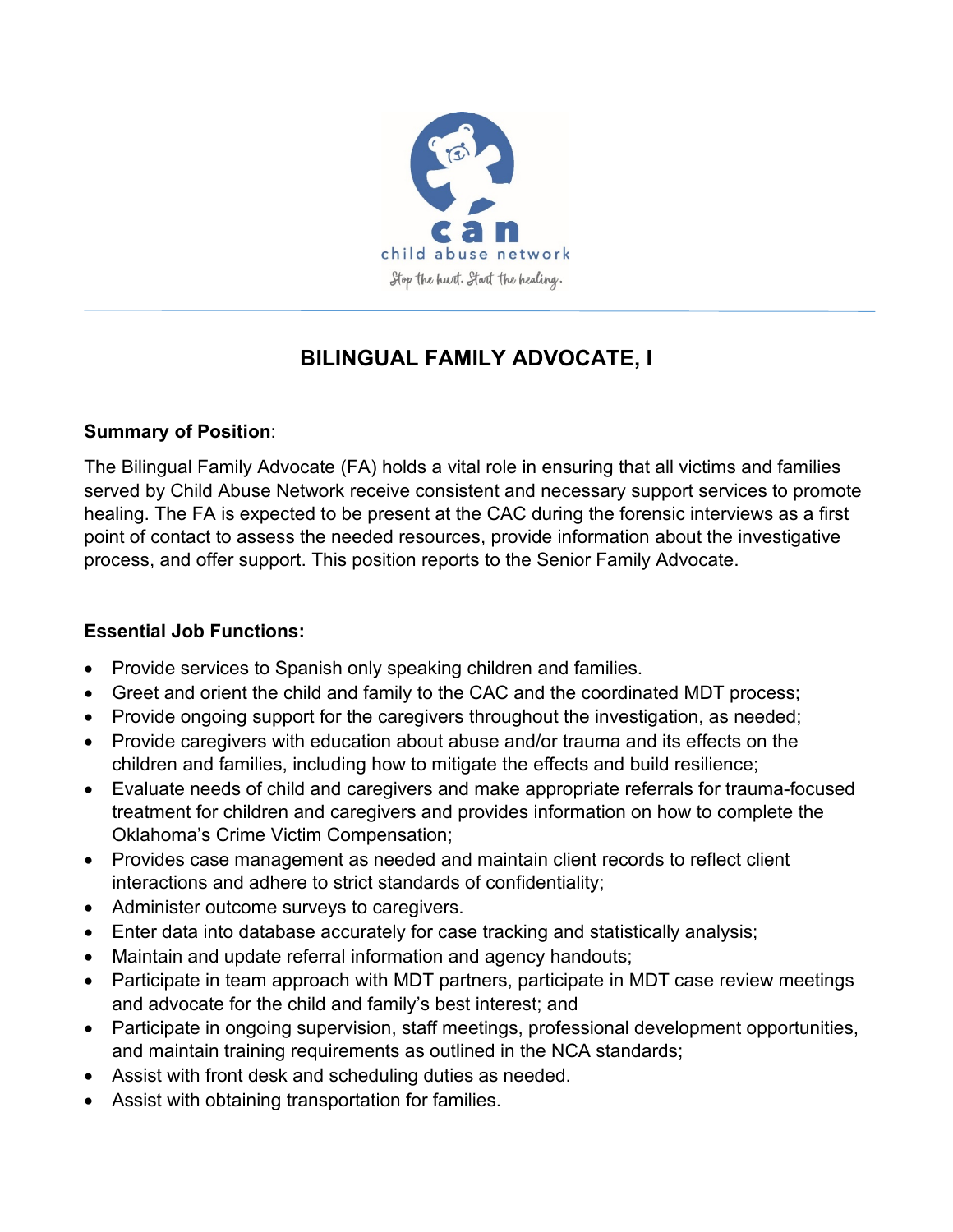can
child abuse network
Stop the hurt. Start the healing.

# BILINGUAL FAMILY ADVOCATE, I

**Summary of Position**:

The Bilingual Family Advocate (FA) holds a vital role in ensuring that all victims and families served by Child Abuse Network receive consistent and necessary support services to promote healing. The FA is expected to be present at the CAC during the forensic interviews as a first point of contact to assess the needed resources, provide information about the investigative process, and offer support. This position reports to the Senior Family Advocate.

**Essential Job Functions:**

- Provide services to Spanish only speaking children and families.
- Greet and orient the child and family to the CAC and the coordinated MDT process;
- Provide ongoing support for the caregivers throughout the investigation, as needed;
- Provide caregivers with education about abuse and/or trauma and its effects on the children and families, including how to mitigate the effects and build resilience;
- Evaluate needs of child and caregivers and make appropriate referrals for trauma-focused treatment for children and caregivers and provides information on how to complete the Oklahoma's Crime Victim Compensation;
- Provides case management as needed and maintain client records to reflect client interactions and adhere to strict standards of confidentiality;
- Administer outcome surveys to caregivers.
- Enter data into database accurately for case tracking and statistically analysis;
- Maintain and update referral information and agency handouts;
- Participate in team approach with MDT partners, participate in MDT case review meetings and advocate for the child and family's best interest; and
- Participate in ongoing supervision, staff meetings, professional development opportunities, and maintain training requirements as outlined in the NCA standards;
- Assist with front desk and scheduling duties as needed.
- Assist with obtaining transportation for families.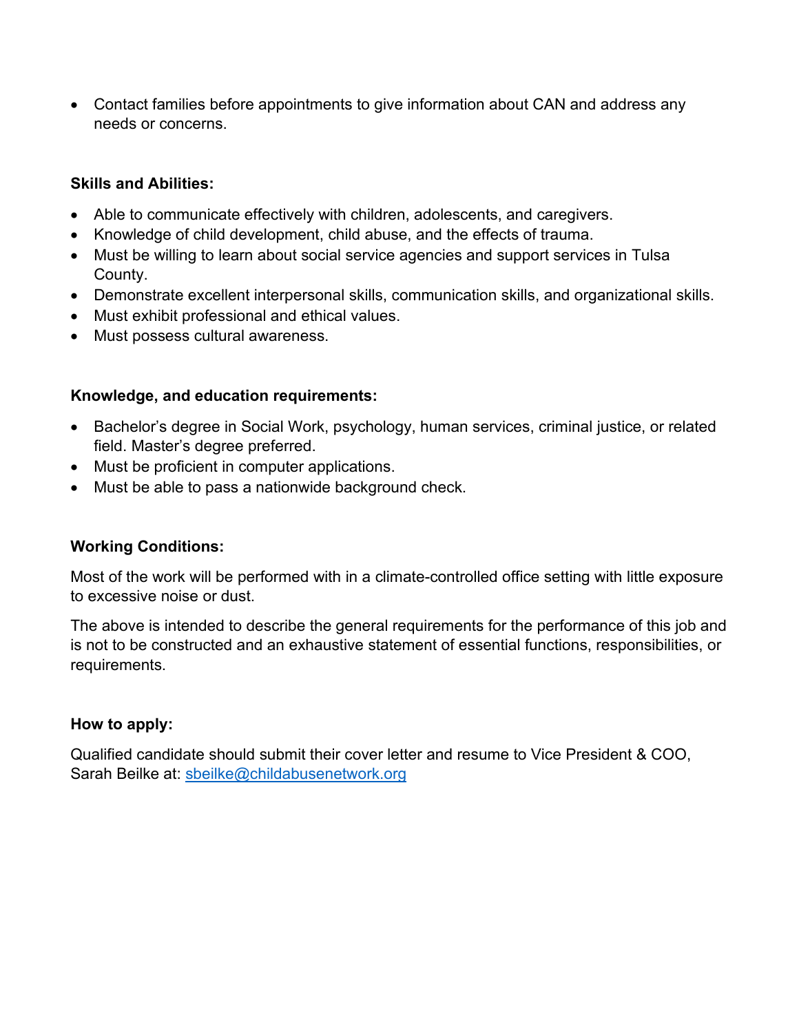- Contact families before appointments to give information about CAN and address any needs or concerns.

**Skills and Abilities:**

- Able to communicate effectively with children, adolescents, and caregivers.
- Knowledge of child development, child abuse, and the effects of trauma.
- Must be willing to learn about social service agencies and support services in Tulsa County.
- Demonstrate excellent interpersonal skills, communication skills, and organizational skills.
- Must exhibit professional and ethical values.
- Must possess cultural awareness.

**Knowledge, and education requirements:**

- Bachelor's degree in Social Work, psychology, human services, criminal justice, or related field. Master's degree preferred.
- Must be proficient in computer applications.
- Must be able to pass a nationwide background check.

**Working Conditions:**

Most of the work will be performed with in a climate-controlled office setting with little exposure to excessive noise or dust.

The above is intended to describe the general requirements for the performance of this job and is not to be constructed and an exhaustive statement of essential functions, responsibilities, or requirements.

**How to apply:**

Qualified candidate should submit their cover letter and resume to Vice President & COO, Sarah Beilke at: sbeilke@childabusenetwork.org